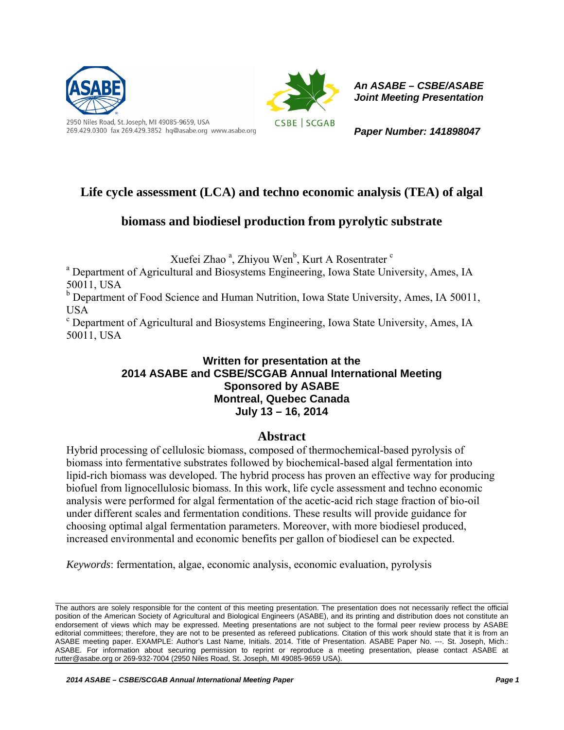2950 Niles Road, St. Joseph, MI 49085-9659, USA
269.429.0300 fax 269.429.3852 hq@asabe.org www.asabe.org

***An ASABE – CSBE/ASABE Joint Meeting Presentation***

***Paper Number: 141898047***

# Life cycle assessment (LCA) and techno economic analysis (TEA) of algal biomass and biodiesel production from pyrolytic substrate

Xuefei Zhao [a], Zhiyou Wen[b], Kurt A Rosentrater [c]

[a] Department of Agricultural and Biosystems Engineering, Iowa State University, Ames, IA 50011, USA

[b] Department of Food Science and Human Nutrition, Iowa State University, Ames, IA 50011, USA

[c] Department of Agricultural and Biosystems Engineering, Iowa State University, Ames, IA 50011, USA

**Written for presentation at the**
**2014 ASABE and CSBE/SCGAB Annual International Meeting**
**Sponsored by ASABE**
**Montreal, Quebec Canada**
**July 13 – 16, 2014**

## Abstract

Hybrid processing of cellulosic biomass, composed of thermochemical-based pyrolysis of biomass into fermentative substrates followed by biochemical-based algal fermentation into lipid-rich biomass was developed. The hybrid process has proven an effective way for producing biofuel from lignocellulosic biomass. In this work, life cycle assessment and techno economic analysis were performed for algal fermentation of the acetic-acid rich stage fraction of bio-oil under different scales and fermentation conditions. These results will provide guidance for choosing optimal algal fermentation parameters. Moreover, with more biodiesel produced, increased environmental and economic benefits per gallon of biodiesel can be expected.

*Keywords*: fermentation, algae, economic analysis, economic evaluation, pyrolysis

The authors are solely responsible for the content of this meeting presentation. The presentation does not necessarily reflect the official position of the American Society of Agricultural and Biological Engineers (ASABE), and its printing and distribution does not constitute an endorsement of views which may be expressed. Meeting presentations are not subject to the formal peer review process by ASABE editorial committees; therefore, they are not to be presented as refereed publications. Citation of this work should state that it is from an ASABE meeting paper. EXAMPLE: Author's Last Name, Initials. 2014. Title of Presentation. ASABE Paper No. ---. St. Joseph, Mich.: ASABE. For information about securing permission to reprint or reproduce a meeting presentation, please contact ASABE at rutter@asabe.org or 269-932-7004 (2950 Niles Road, St. Joseph, MI 49085-9659 USA).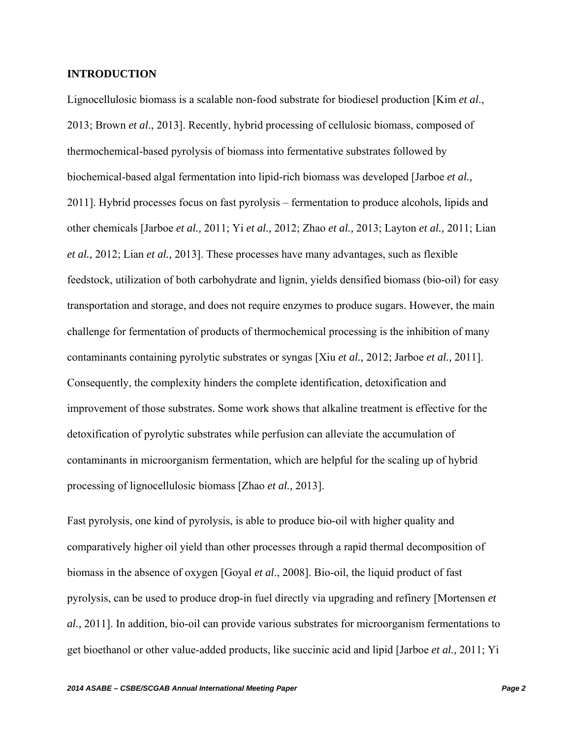## INTRODUCTION

Lignocellulosic biomass is a scalable non-food substrate for biodiesel production [Kim *et al*., 2013; Brown *et al*., 2013]. Recently, hybrid processing of cellulosic biomass, composed of thermochemical-based pyrolysis of biomass into fermentative substrates followed by biochemical-based algal fermentation into lipid-rich biomass was developed [Jarboe *et al.,* 2011]. Hybrid processes focus on fast pyrolysis – fermentation to produce alcohols, lipids and other chemicals [Jarboe *et al.,* 2011; Yi *et al.,* 2012; Zhao *et al.,* 2013; Layton *et al.,* 2011; Lian *et al.,* 2012; Lian *et al.,* 2013]. These processes have many advantages, such as flexible feedstock, utilization of both carbohydrate and lignin, yields densified biomass (bio-oil) for easy transportation and storage, and does not require enzymes to produce sugars. However, the main challenge for fermentation of products of thermochemical processing is the inhibition of many contaminants containing pyrolytic substrates or syngas [Xiu *et al.,* 2012; Jarboe *et al.,* 2011]. Consequently, the complexity hinders the complete identification, detoxification and improvement of those substrates. Some work shows that alkaline treatment is effective for the detoxification of pyrolytic substrates while perfusion can alleviate the accumulation of contaminants in microorganism fermentation, which are helpful for the scaling up of hybrid processing of lignocellulosic biomass [Zhao *et al.,* 2013].

Fast pyrolysis, one kind of pyrolysis, is able to produce bio-oil with higher quality and comparatively higher oil yield than other processes through a rapid thermal decomposition of biomass in the absence of oxygen [Goyal *et al*., 2008]. Bio-oil, the liquid product of fast pyrolysis, can be used to produce drop-in fuel directly via upgrading and refinery [Mortensen *et al.,* 2011]. In addition, bio-oil can provide various substrates for microorganism fermentations to get bioethanol or other value-added products, like succinic acid and lipid [Jarboe *et al.,* 2011; Yi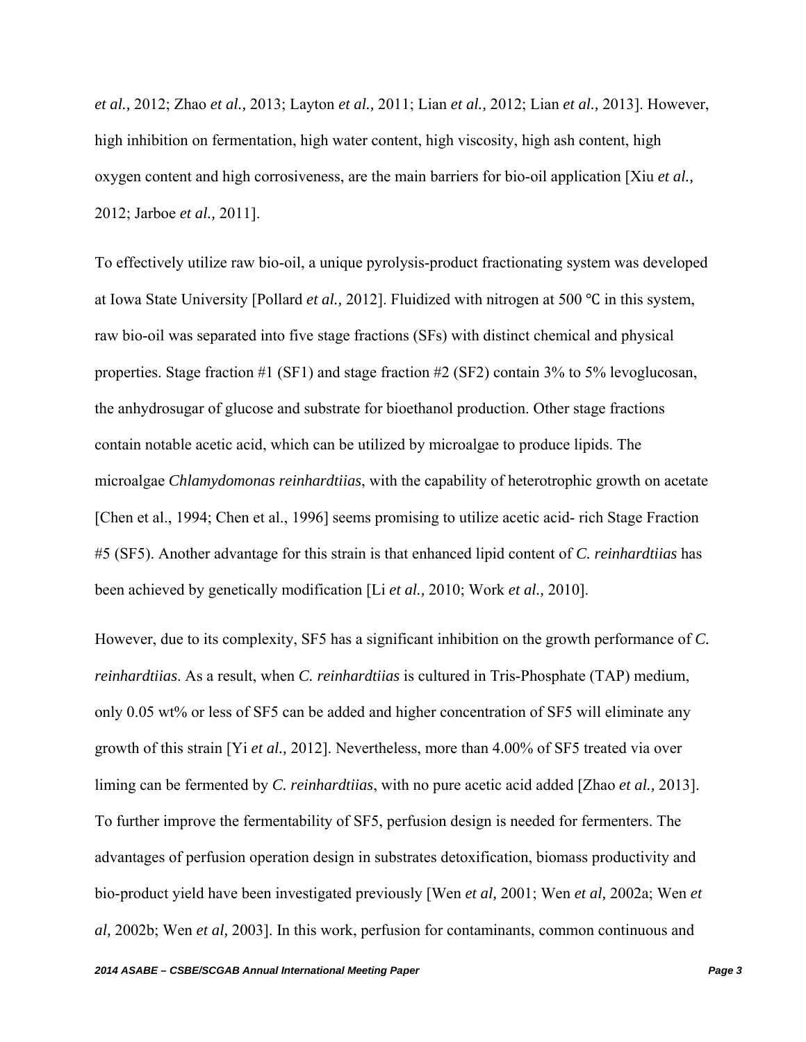*et al.,* 2012; Zhao *et al.,* 2013; Layton *et al.,* 2011; Lian *et al.,* 2012; Lian *et al.,* 2013]. However, high inhibition on fermentation, high water content, high viscosity, high ash content, high oxygen content and high corrosiveness, are the main barriers for bio-oil application [Xiu *et al.,* 2012; Jarboe *et al.,* 2011].

To effectively utilize raw bio-oil, a unique pyrolysis-product fractionating system was developed at Iowa State University [Pollard *et al.,* 2012]. Fluidized with nitrogen at 500 ℃ in this system, raw bio-oil was separated into five stage fractions (SFs) with distinct chemical and physical properties. Stage fraction #1 (SF1) and stage fraction #2 (SF2) contain 3% to 5% levoglucosan, the anhydrosugar of glucose and substrate for bioethanol production. Other stage fractions contain notable acetic acid, which can be utilized by microalgae to produce lipids. The microalgae *Chlamydomonas reinhardtiias*, with the capability of heterotrophic growth on acetate [Chen et al., 1994; Chen et al., 1996] seems promising to utilize acetic acid- rich Stage Fraction #5 (SF5). Another advantage for this strain is that enhanced lipid content of *C. reinhardtiias* has been achieved by genetically modification [Li *et al.,* 2010; Work *et al.,* 2010].

However, due to its complexity, SF5 has a significant inhibition on the growth performance of *C. reinhardtiias*. As a result, when *C. reinhardtiias* is cultured in Tris-Phosphate (TAP) medium, only 0.05 wt% or less of SF5 can be added and higher concentration of SF5 will eliminate any growth of this strain [Yi *et al.,* 2012]. Nevertheless, more than 4.00% of SF5 treated via over liming can be fermented by *C. reinhardtiias*, with no pure acetic acid added [Zhao *et al.,* 2013]. To further improve the fermentability of SF5, perfusion design is needed for fermenters. The advantages of perfusion operation design in substrates detoxification, biomass productivity and bio-product yield have been investigated previously [Wen *et al,* 2001; Wen *et al,* 2002a; Wen *et al,* 2002b; Wen *et al,* 2003]. In this work, perfusion for contaminants, common continuous and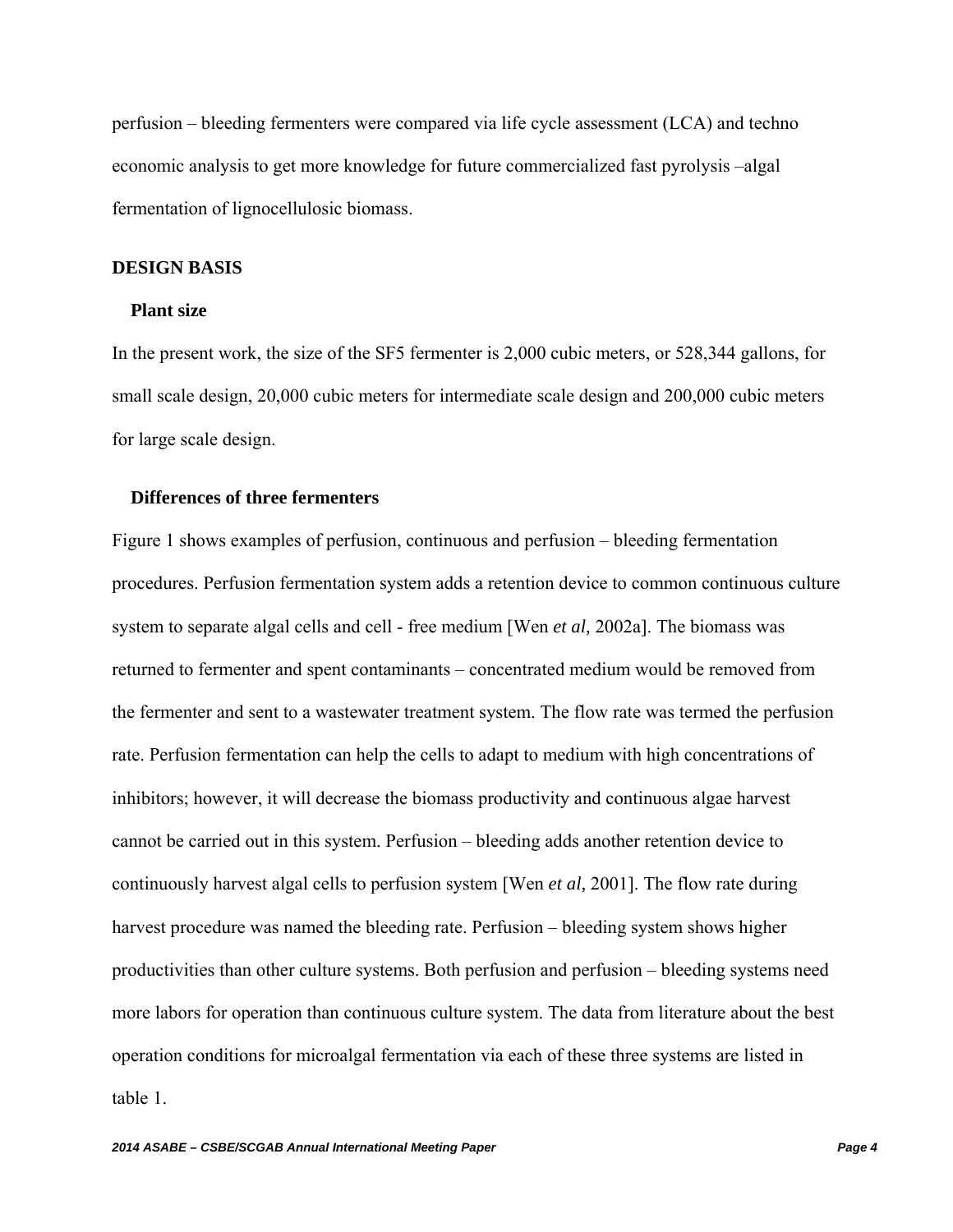perfusion – bleeding fermenters were compared via life cycle assessment (LCA) and techno economic analysis to get more knowledge for future commercialized fast pyrolysis –algal fermentation of lignocellulosic biomass.

## DESIGN BASIS

### Plant size

In the present work, the size of the SF5 fermenter is 2,000 cubic meters, or 528,344 gallons, for small scale design, 20,000 cubic meters for intermediate scale design and 200,000 cubic meters for large scale design.

### Differences of three fermenters

Figure 1 shows examples of perfusion, continuous and perfusion – bleeding fermentation procedures. Perfusion fermentation system adds a retention device to common continuous culture system to separate algal cells and cell - free medium [Wen *et al,* 2002a]. The biomass was returned to fermenter and spent contaminants – concentrated medium would be removed from the fermenter and sent to a wastewater treatment system. The flow rate was termed the perfusion rate. Perfusion fermentation can help the cells to adapt to medium with high concentrations of inhibitors; however, it will decrease the biomass productivity and continuous algae harvest cannot be carried out in this system. Perfusion – bleeding adds another retention device to continuously harvest algal cells to perfusion system [Wen *et al,* 2001]. The flow rate during harvest procedure was named the bleeding rate. Perfusion – bleeding system shows higher productivities than other culture systems. Both perfusion and perfusion – bleeding systems need more labors for operation than continuous culture system. The data from literature about the best operation conditions for microalgal fermentation via each of these three systems are listed in table 1.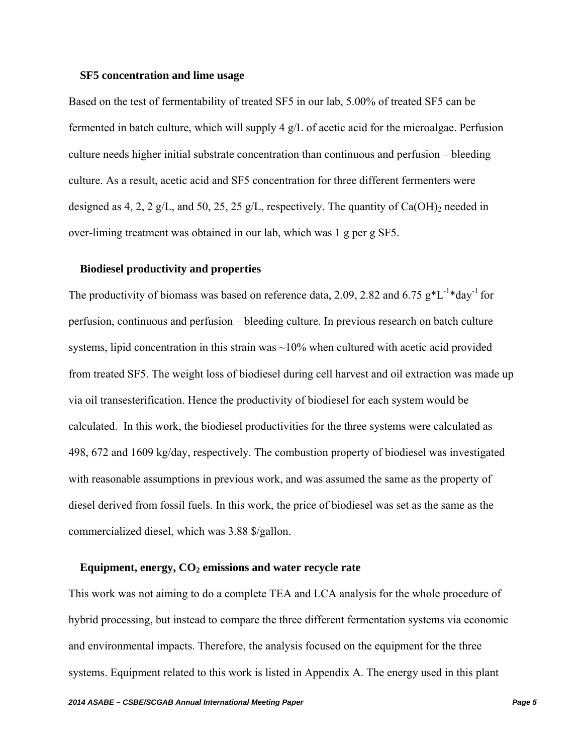### SF5 concentration and lime usage

Based on the test of fermentability of treated SF5 in our lab, 5.00% of treated SF5 can be fermented in batch culture, which will supply 4 g/L of acetic acid for the microalgae. Perfusion culture needs higher initial substrate concentration than continuous and perfusion – bleeding culture. As a result, acetic acid and SF5 concentration for three different fermenters were designed as 4, 2, 2 g/L, and 50, 25, 25 g/L, respectively. The quantity of $Ca(OH)_2$ needed in over-liming treatment was obtained in our lab, which was 1 g per g SF5.

### Biodiesel productivity and properties

The productivity of biomass was based on reference data, 2.09, 2.82 and 6.75 $g*L^{-1}*day^{-1}$ for perfusion, continuous and perfusion – bleeding culture. In previous research on batch culture systems, lipid concentration in this strain was ~10% when cultured with acetic acid provided from treated SF5. The weight loss of biodiesel during cell harvest and oil extraction was made up via oil transesterification. Hence the productivity of biodiesel for each system would be calculated. In this work, the biodiesel productivities for the three systems were calculated as 498, 672 and 1609 kg/day, respectively. The combustion property of biodiesel was investigated with reasonable assumptions in previous work, and was assumed the same as the property of diesel derived from fossil fuels. In this work, the price of biodiesel was set as the same as the commercialized diesel, which was 3.88 $/gallon.

### Equipment, energy, $CO_2$ emissions and water recycle rate

This work was not aiming to do a complete TEA and LCA analysis for the whole procedure of hybrid processing, but instead to compare the three different fermentation systems via economic and environmental impacts. Therefore, the analysis focused on the equipment for the three systems. Equipment related to this work is listed in Appendix A. The energy used in this plant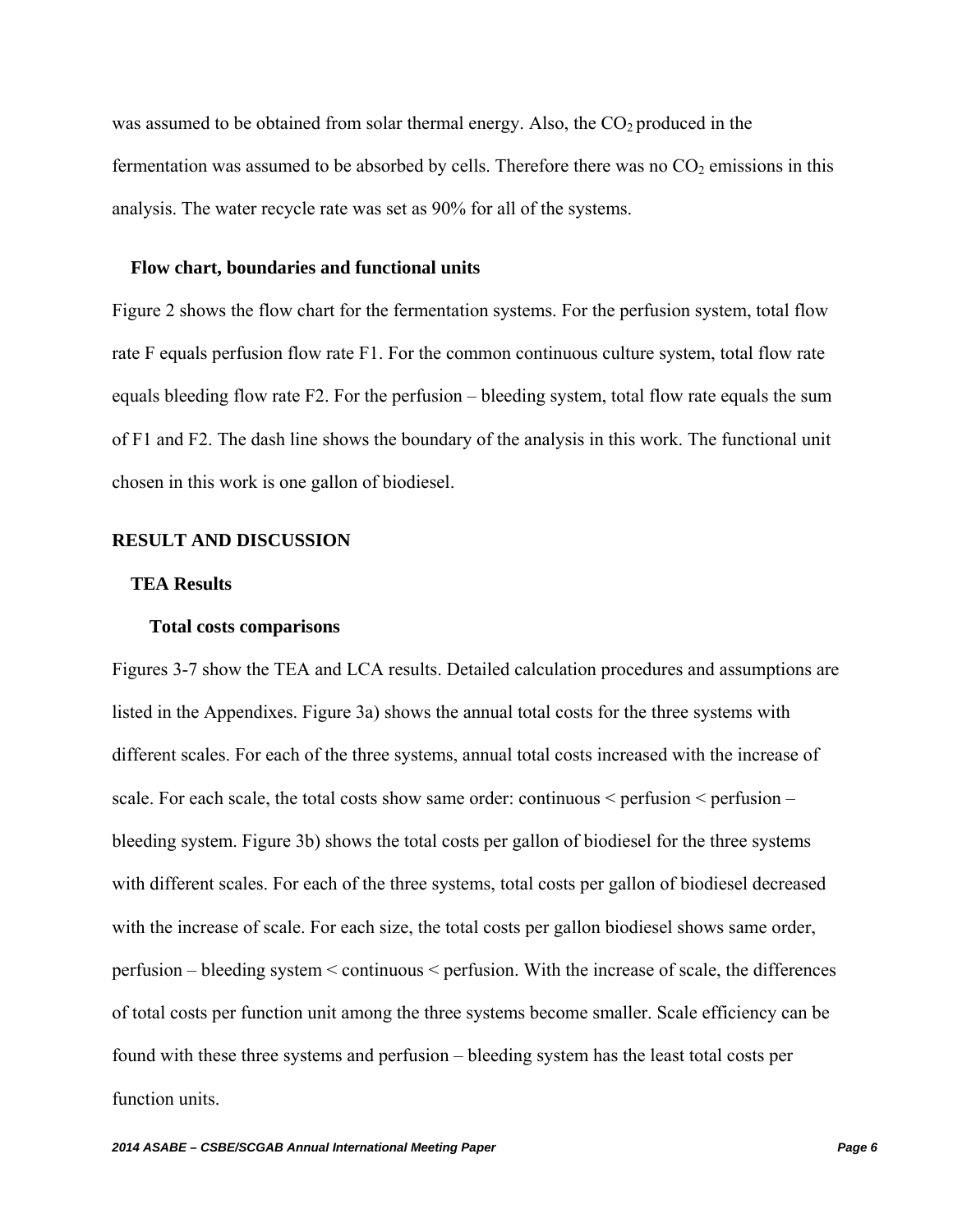was assumed to be obtained from solar thermal energy. Also, the $CO_2$ produced in the fermentation was assumed to be absorbed by cells. Therefore there was no $CO_2$ emissions in this analysis. The water recycle rate was set as 90% for all of the systems.

### Flow chart, boundaries and functional units

Figure 2 shows the flow chart for the fermentation systems. For the perfusion system, total flow rate F equals perfusion flow rate F1. For the common continuous culture system, total flow rate equals bleeding flow rate F2. For the perfusion – bleeding system, total flow rate equals the sum of F1 and F2. The dash line shows the boundary of the analysis in this work. The functional unit chosen in this work is one gallon of biodiesel.

## RESULT AND DISCUSSION

### TEA Results

#### Total costs comparisons

Figures 3-7 show the TEA and LCA results. Detailed calculation procedures and assumptions are listed in the Appendixes. Figure 3a) shows the annual total costs for the three systems with different scales. For each of the three systems, annual total costs increased with the increase of scale. For each scale, the total costs show same order: continuous < perfusion < perfusion – bleeding system. Figure 3b) shows the total costs per gallon of biodiesel for the three systems with different scales. For each of the three systems, total costs per gallon of biodiesel decreased with the increase of scale. For each size, the total costs per gallon biodiesel shows same order, perfusion – bleeding system < continuous < perfusion. With the increase of scale, the differences of total costs per function unit among the three systems become smaller. Scale efficiency can be found with these three systems and perfusion – bleeding system has the least total costs per function units.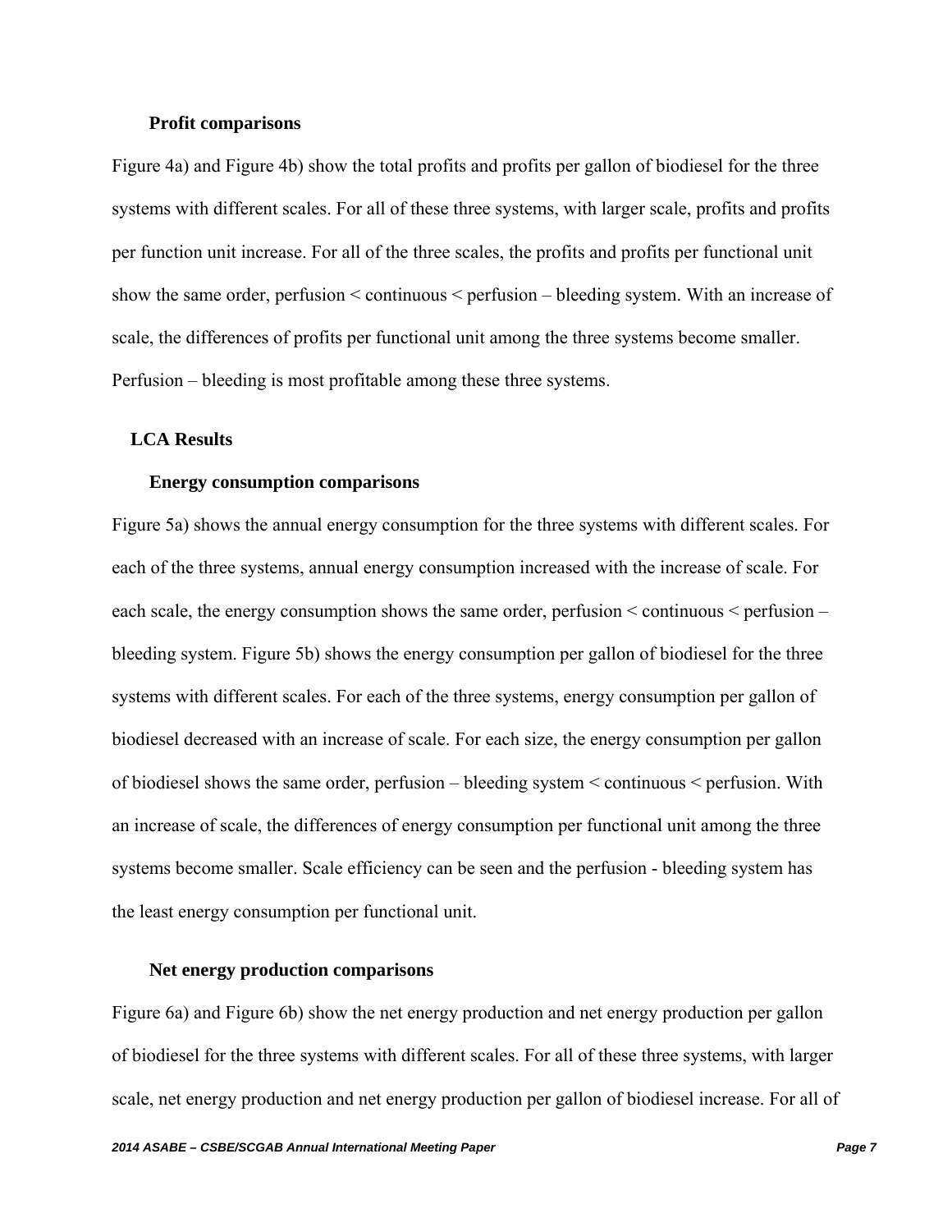### Profit comparisons

Figure 4a) and Figure 4b) show the total profits and profits per gallon of biodiesel for the three systems with different scales. For all of these three systems, with larger scale, profits and profits per function unit increase. For all of the three scales, the profits and profits per functional unit show the same order, perfusion < continuous < perfusion – bleeding system. With an increase of scale, the differences of profits per functional unit among the three systems become smaller. Perfusion – bleeding is most profitable among these three systems.

## LCA Results

### Energy consumption comparisons

Figure 5a) shows the annual energy consumption for the three systems with different scales. For each of the three systems, annual energy consumption increased with the increase of scale. For each scale, the energy consumption shows the same order, perfusion < continuous < perfusion – bleeding system. Figure 5b) shows the energy consumption per gallon of biodiesel for the three systems with different scales. For each of the three systems, energy consumption per gallon of biodiesel decreased with an increase of scale. For each size, the energy consumption per gallon of biodiesel shows the same order, perfusion – bleeding system < continuous < perfusion. With an increase of scale, the differences of energy consumption per functional unit among the three systems become smaller. Scale efficiency can be seen and the perfusion - bleeding system has the least energy consumption per functional unit.

### Net energy production comparisons

Figure 6a) and Figure 6b) show the net energy production and net energy production per gallon of biodiesel for the three systems with different scales. For all of these three systems, with larger scale, net energy production and net energy production per gallon of biodiesel increase. For all of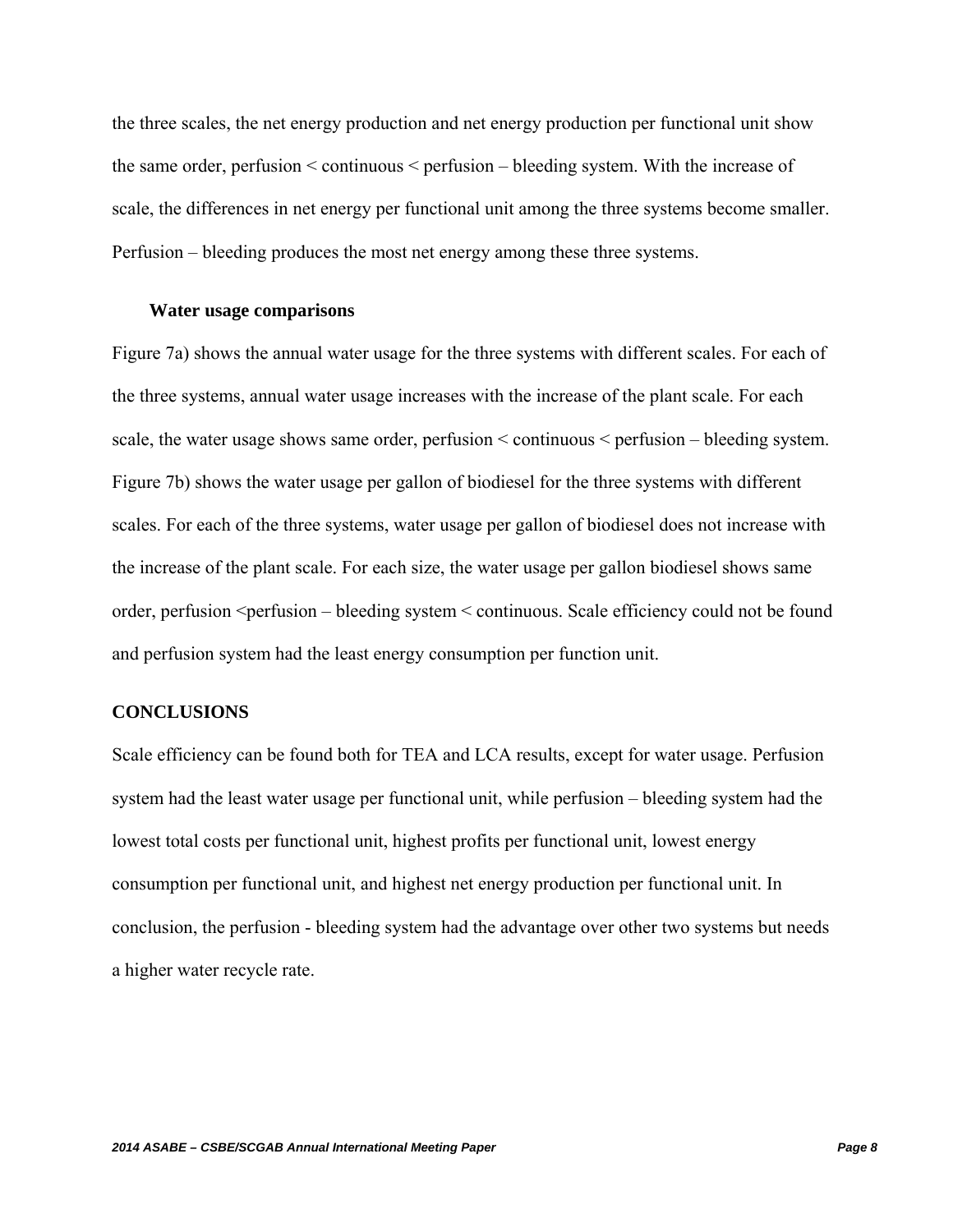the three scales, the net energy production and net energy production per functional unit show the same order, perfusion < continuous < perfusion – bleeding system. With the increase of scale, the differences in net energy per functional unit among the three systems become smaller. Perfusion – bleeding produces the most net energy among these three systems.

### Water usage comparisons

Figure 7a) shows the annual water usage for the three systems with different scales. For each of the three systems, annual water usage increases with the increase of the plant scale. For each scale, the water usage shows same order, perfusion < continuous < perfusion – bleeding system. Figure 7b) shows the water usage per gallon of biodiesel for the three systems with different scales. For each of the three systems, water usage per gallon of biodiesel does not increase with the increase of the plant scale. For each size, the water usage per gallon biodiesel shows same order, perfusion <perfusion – bleeding system < continuous. Scale efficiency could not be found and perfusion system had the least energy consumption per function unit.

## CONCLUSIONS

Scale efficiency can be found both for TEA and LCA results, except for water usage. Perfusion system had the least water usage per functional unit, while perfusion – bleeding system had the lowest total costs per functional unit, highest profits per functional unit, lowest energy consumption per functional unit, and highest net energy production per functional unit. In conclusion, the perfusion - bleeding system had the advantage over other two systems but needs a higher water recycle rate.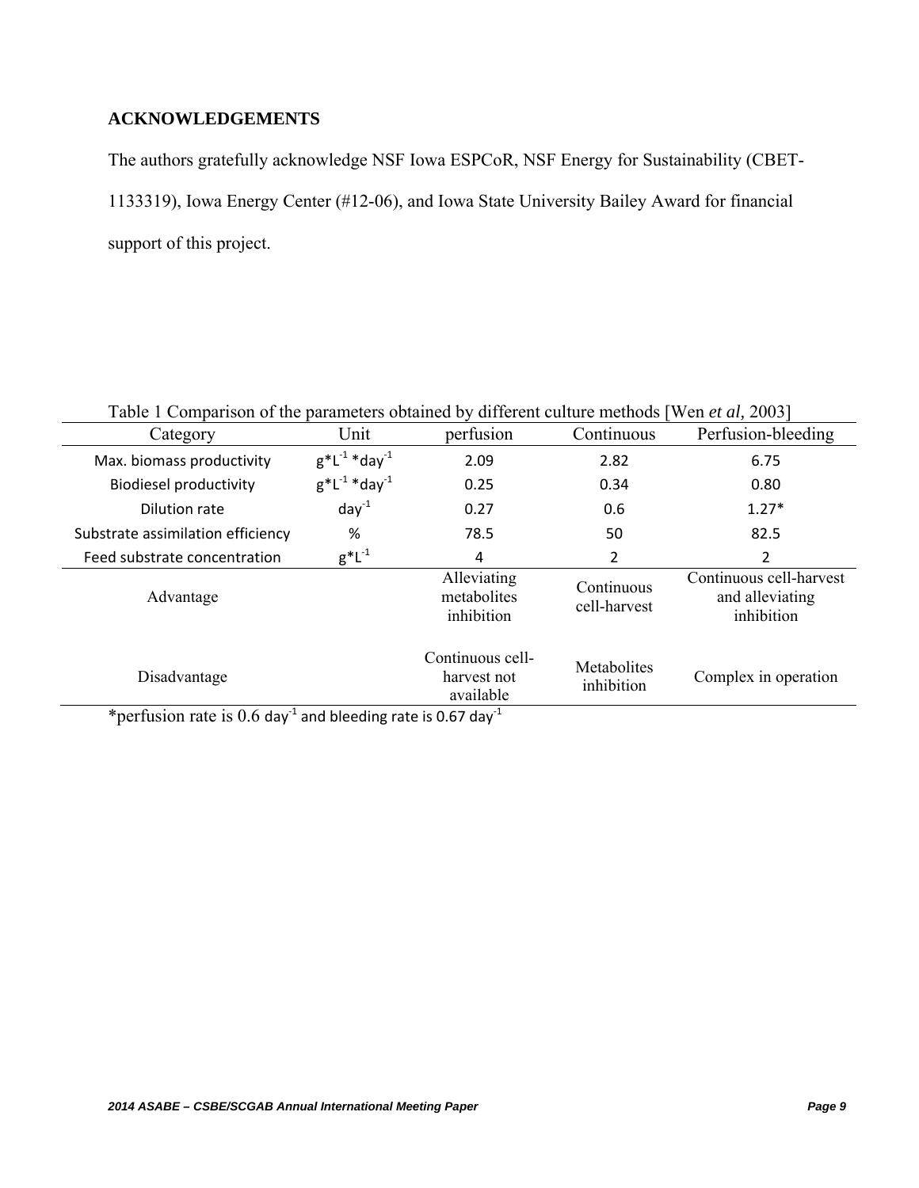**ACKNOWLEDGEMENTS**

The authors gratefully acknowledge NSF Iowa ESPCoR, NSF Energy for Sustainability (CBET-1133319), Iowa Energy Center (#12-06), and Iowa State University Bailey Award for financial support of this project.

Table 1 Comparison of the parameters obtained by different culture methods [Wen *et al,* 2003]

| Category | Unit | perfusion | Continuous | Perfusion-bleeding |
|---|---|---|---|---|
| Max. biomass productivity | $g*L^{-1}*day^{-1}$ | 2.09 | 2.82 | 6.75 |
| Biodiesel productivity | $g*L^{-1}*day^{-1}$ | 0.25 | 0.34 | 0.80 |
| Dilution rate | $day^{-1}$ | 0.27 | 0.6 | 1.27* |
| Substrate assimilation efficiency | % | 78.5 | 50 | 82.5 |
| Feed substrate concentration | $g*L^{-1}$ | 4 | 2 | 2 |
| Advantage | | Alleviating metabolites inhibition | Continuous cell-harvest | Continuous cell-harvest and alleviating inhibition |
| Disadvantage | | Continuous cell-harvest not available | Metabolites inhibition | Complex in operation |

*perfusion rate is 0.6 $day^{-1}$ and bleeding rate is 0.67 $day^{-1}$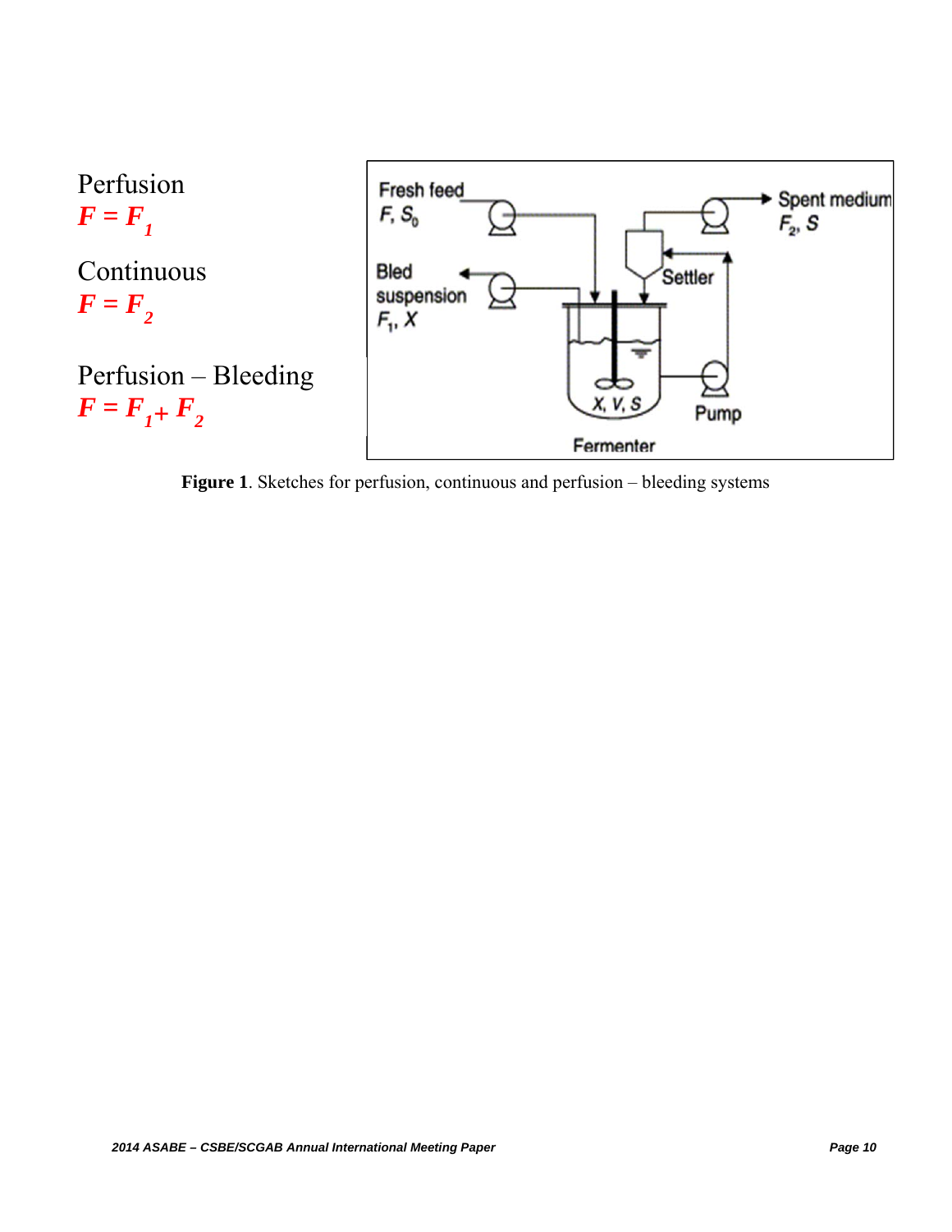Perfusion
$F = F_1$

Continuous
$F = F_2$

Perfusion – Bleeding
$F = F_1 + F_2$

**Figure 1**. Sketches for perfusion, continuous and perfusion – bleeding systems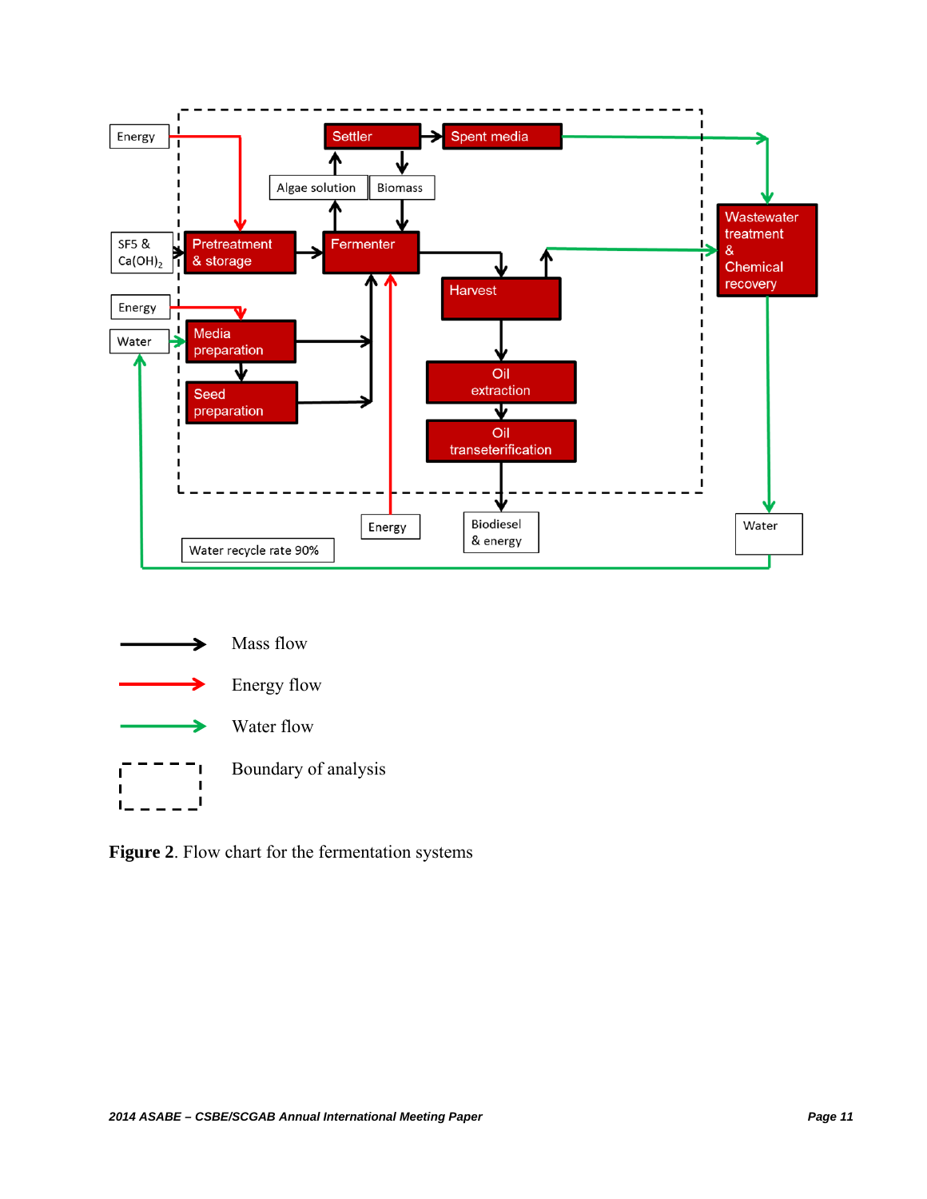**Figure 2**. Flow chart for the fermentation systems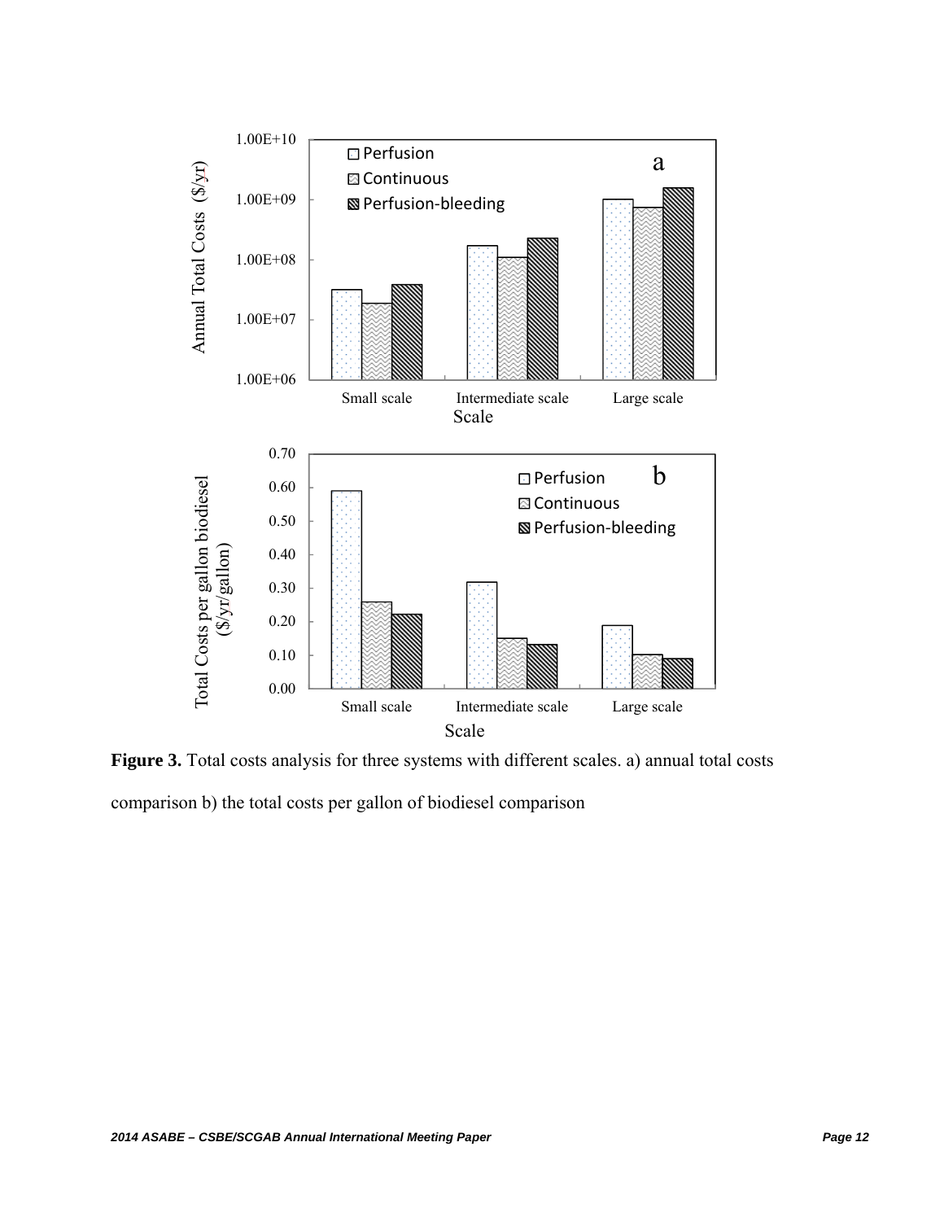**Figure 3.** Total costs analysis for three systems with different scales. a) annual total costs comparison b) the total costs per gallon of biodiesel comparison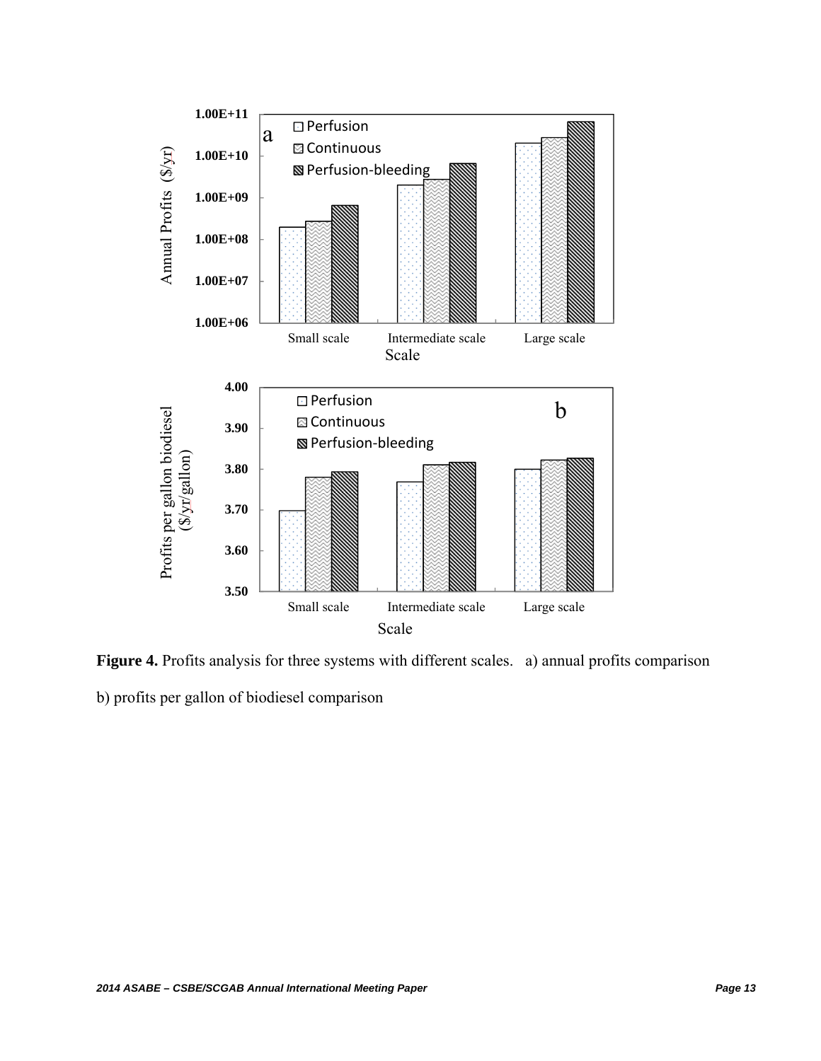**Figure 4.** Profits analysis for three systems with different scales. a) annual profits comparison b) profits per gallon of biodiesel comparison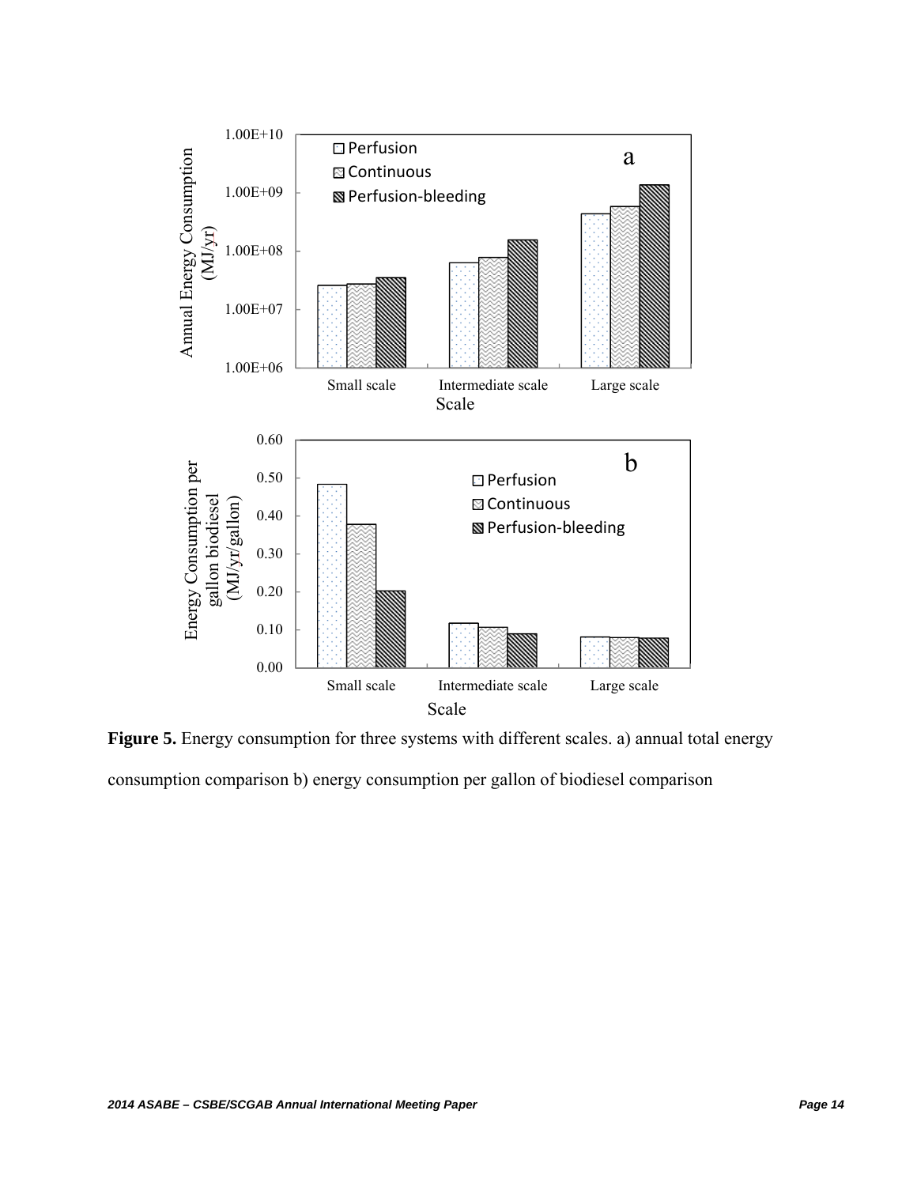**Figure 5.** Energy consumption for three systems with different scales. a) annual total energy consumption comparison b) energy consumption per gallon of biodiesel comparison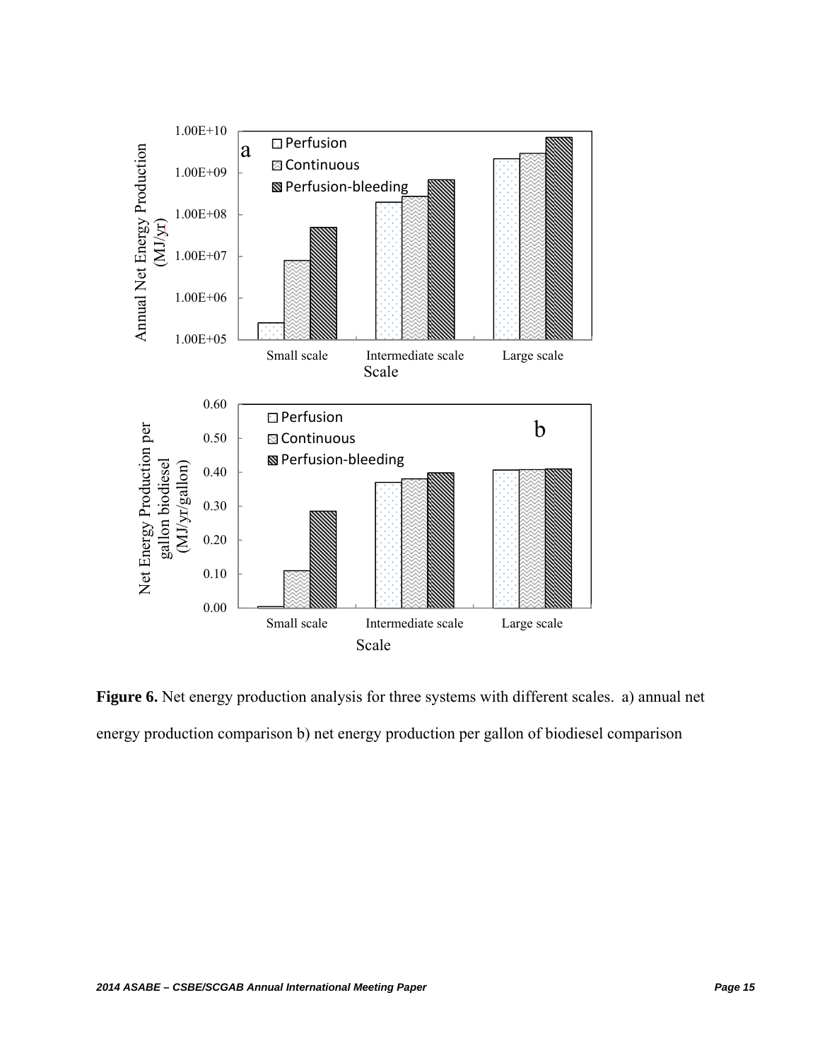**Figure 6.** Net energy production analysis for three systems with different scales. a) annual net energy production comparison b) net energy production per gallon of biodiesel comparison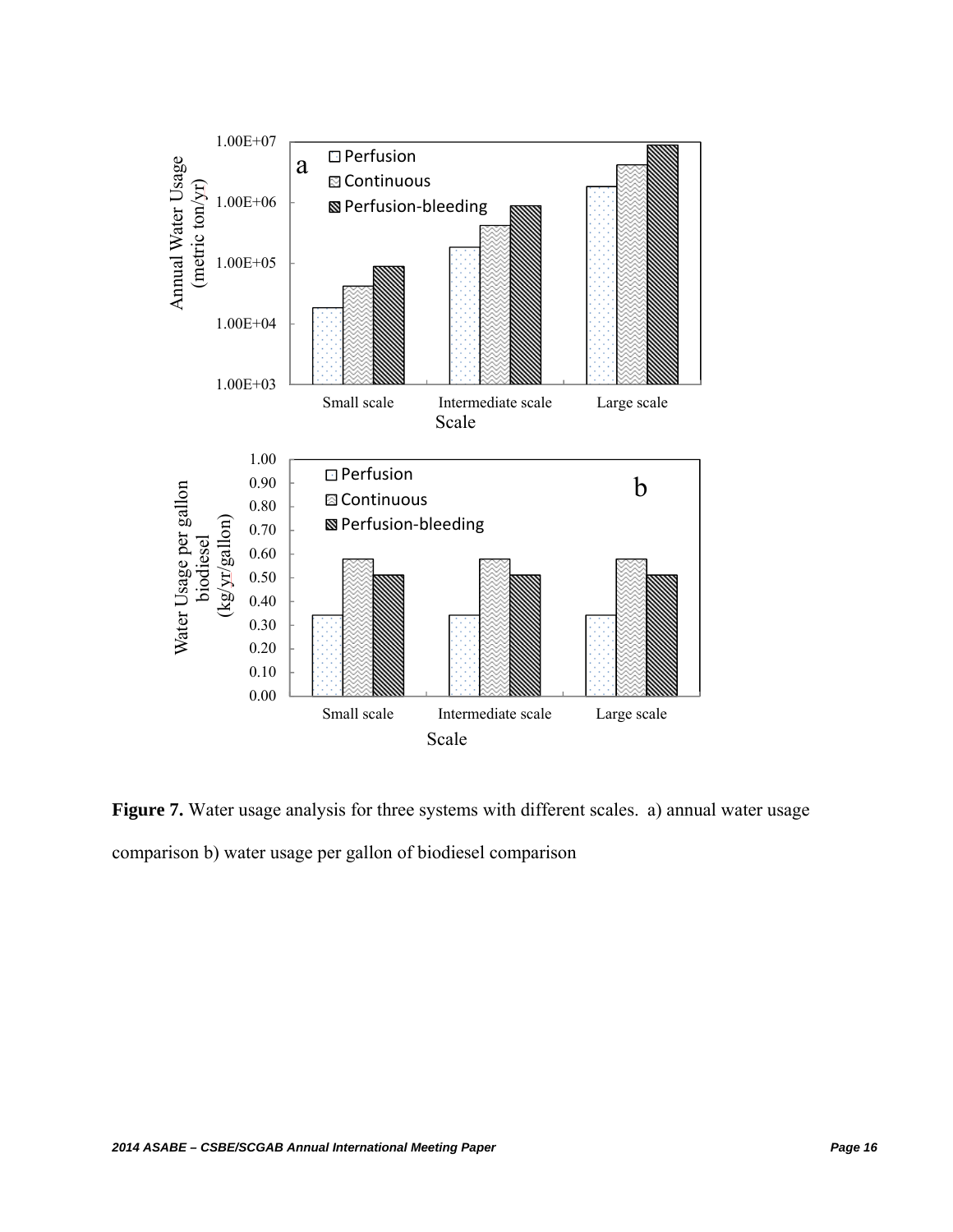**Figure 7.** Water usage analysis for three systems with different scales. a) annual water usage comparison b) water usage per gallon of biodiesel comparison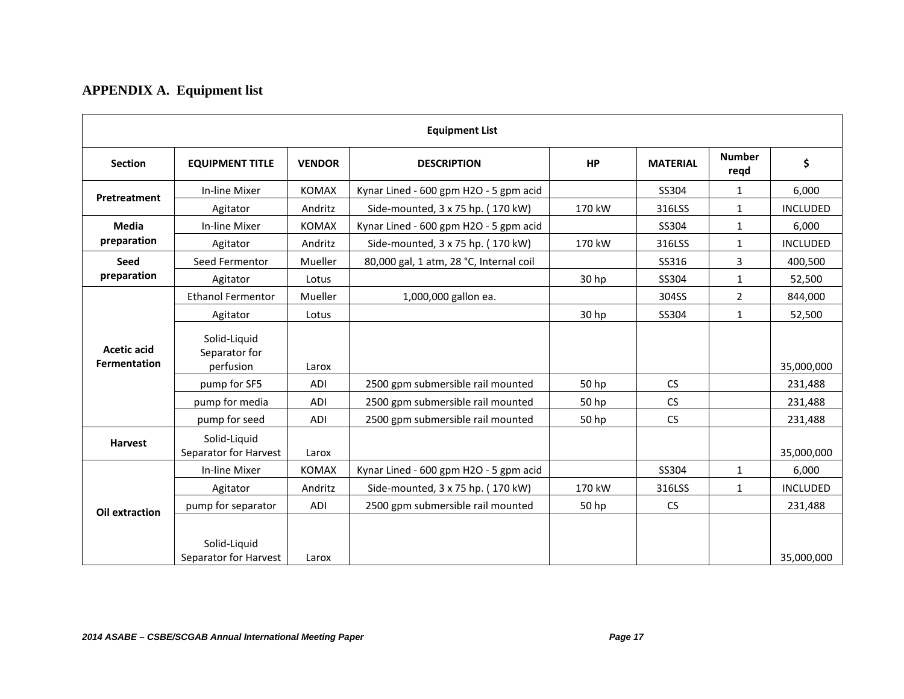## APPENDIX A. Equipment list

| Equipment List | | | | | | | |
|---|---|---|---|---|---|---|---|
| **Section** | **EQUIPMENT TITLE** | **VENDOR** | **DESCRIPTION** | **HP** | **MATERIAL** | **Number reqd** | **$** |
| **Pretreatment** | In-line Mixer | KOMAX | Kynar Lined - 600 gpm H2O - 5 gpm acid | | SS304 | 1 | 6,000 |
| | Agitator | Andritz | Side-mounted, 3 x 75 hp. ( 170 kW) | 170 kW | 316LSS | 1 | INCLUDED |
| **Media preparation** | In-line Mixer | KOMAX | Kynar Lined - 600 gpm H2O - 5 gpm acid | | SS304 | 1 | 6,000 |
| | Agitator | Andritz | Side-mounted, 3 x 75 hp. ( 170 kW) | 170 kW | 316LSS | 1 | INCLUDED |
| **Seed preparation** | Seed Fermentor | Mueller | 80,000 gal, 1 atm, 28 °C, Internal coil | | SS316 | 3 | 400,500 |
| | Agitator | Lotus | | 30 hp | SS304 | 1 | 52,500 |
| **Acetic acid Fermentation** | Ethanol Fermentor | Mueller | 1,000,000 gallon ea. | | 304SS | 2 | 844,000 |
| | Agitator | Lotus | | 30 hp | SS304 | 1 | 52,500 |
| | Solid-Liquid Separator for perfusion | Larox | | | | | 35,000,000 |
| | pump for SF5 | ADI | 2500 gpm submersible rail mounted | 50 hp | CS | | 231,488 |
| | pump for media | ADI | 2500 gpm submersible rail mounted | 50 hp | CS | | 231,488 |
| | pump for seed | ADI | 2500 gpm submersible rail mounted | 50 hp | CS | | 231,488 |
| **Harvest** | Solid-Liquid Separator for Harvest | Larox | | | | | 35,000,000 |
| **Oil extraction** | In-line Mixer | KOMAX | Kynar Lined - 600 gpm H2O - 5 gpm acid | | SS304 | 1 | 6,000 |
| | Agitator | Andritz | Side-mounted, 3 x 75 hp. ( 170 kW) | 170 kW | 316LSS | 1 | INCLUDED |
| | pump for separator | ADI | 2500 gpm submersible rail mounted | 50 hp | CS | | 231,488 |
| | Solid-Liquid Separator for Harvest | Larox | | | | | 35,000,000 |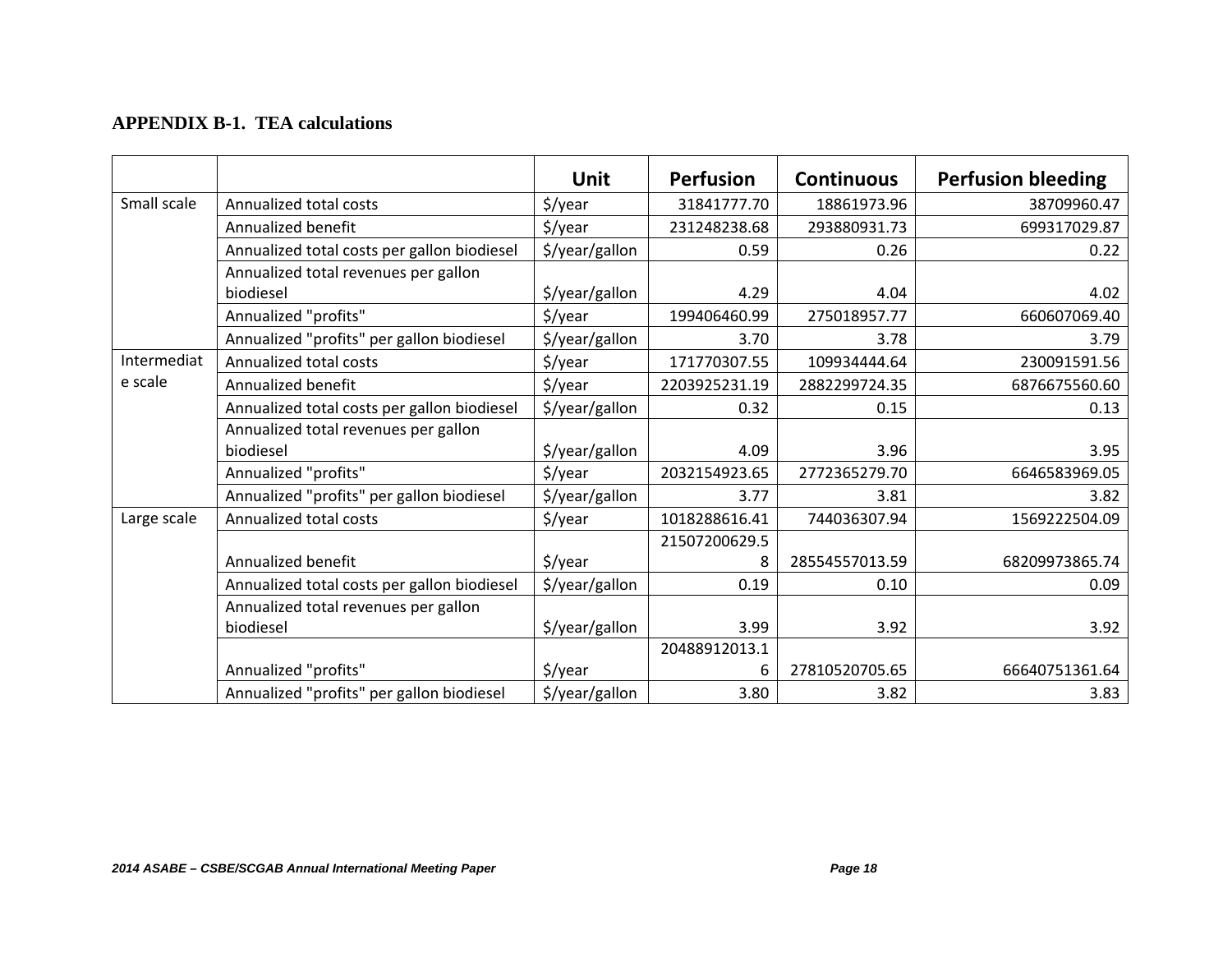**APPENDIX B-1. TEA calculations**

| | | Unit | Perfusion | Continuous | Perfusion bleeding |
|---|---|---|---|---|---|
| Small scale | Annualized total costs | $/year | 31841777.70 | 18861973.96 | 38709960.47 |
| | Annualized benefit | $/year | 231248238.68 | 293880931.73 | 699317029.87 |
| | Annualized total costs per gallon biodiesel | $/year/gallon | 0.59 | 0.26 | 0.22 |
| | Annualized total revenues per gallon biodiesel | $/year/gallon | 4.29 | 4.04 | 4.02 |
| | Annualized "profits" | $/year | 199406460.99 | 275018957.77 | 660607069.40 |
| | Annualized "profits" per gallon biodiesel | $/year/gallon | 3.70 | 3.78 | 3.79 |
| Intermediate scale | Annualized total costs | $/year | 171770307.55 | 109934444.64 | 230091591.56 |
| | Annualized benefit | $/year | 2203925231.19 | 2882299724.35 | 6876675560.60 |
| | Annualized total costs per gallon biodiesel | $/year/gallon | 0.32 | 0.15 | 0.13 |
| | Annualized total revenues per gallon biodiesel | $/year/gallon | 4.09 | 3.96 | 3.95 |
| | Annualized "profits" | $/year | 2032154923.65 | 2772365279.70 | 6646583969.05 |
| | Annualized "profits" per gallon biodiesel | $/year/gallon | 3.77 | 3.81 | 3.82 |
| Large scale | Annualized total costs | $/year | 1018288616.41 | 744036307.94 | 1569222504.09 |
| | Annualized benefit | $/year | 21507200629.58 | 28554557013.59 | 68209973865.74 |
| | Annualized total costs per gallon biodiesel | $/year/gallon | 0.19 | 0.10 | 0.09 |
| | Annualized total revenues per gallon biodiesel | $/year/gallon | 3.99 | 3.92 | 3.92 |
| | Annualized "profits" | $/year | 20488912013.16 | 27810520705.65 | 66640751361.64 |
| | Annualized "profits" per gallon biodiesel | $/year/gallon | 3.80 | 3.82 | 3.83 |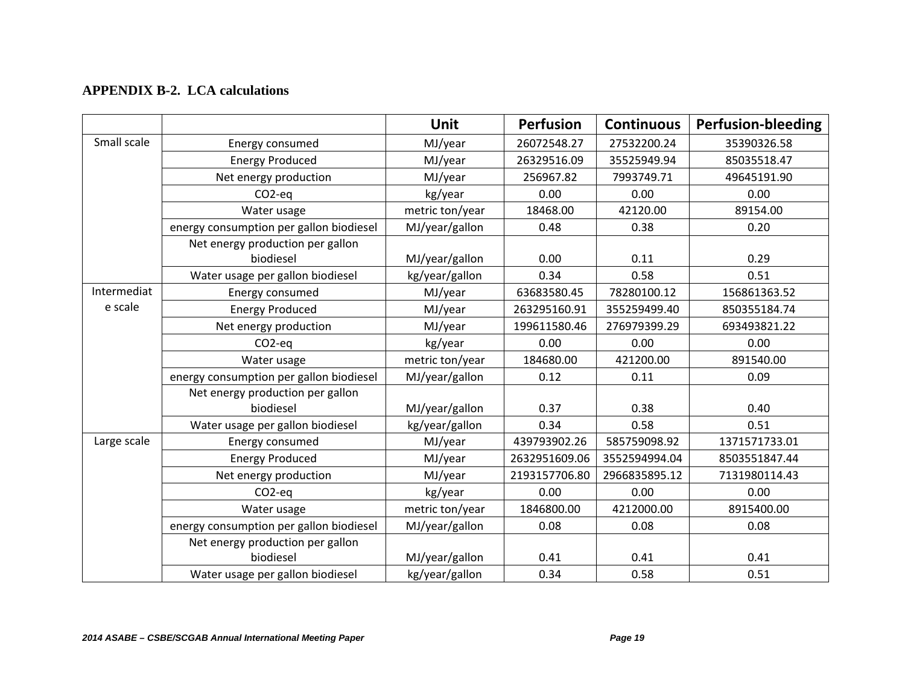**APPENDIX B-2. LCA calculations**

| | | Unit | Perfusion | Continuous | Perfusion-bleeding |
|---|---|---|---|---|---|
| Small scale | Energy consumed | MJ/year | 26072548.27 | 27532200.24 | 35390326.58 |
| | Energy Produced | MJ/year | 26329516.09 | 35525949.94 | 85035518.47 |
| | Net energy production | MJ/year | 256967.82 | 7993749.71 | 49645191.90 |
| | $CO_2$-eq | kg/year | 0.00 | 0.00 | 0.00 |
| | Water usage | metric ton/year | 18468.00 | 42120.00 | 89154.00 |
| | energy consumption per gallon biodiesel | MJ/year/gallon | 0.48 | 0.38 | 0.20 |
| | Net energy production per gallon biodiesel | MJ/year/gallon | 0.00 | 0.11 | 0.29 |
| | Water usage per gallon biodiesel | kg/year/gallon | 0.34 | 0.58 | 0.51 |
| Intermediate scale | Energy consumed | MJ/year | 63683580.45 | 78280100.12 | 156861363.52 |
| | Energy Produced | MJ/year | 263295160.91 | 355259499.40 | 850355184.74 |
| | Net energy production | MJ/year | 199611580.46 | 276979399.29 | 693493821.22 |
| | $CO_2$-eq | kg/year | 0.00 | 0.00 | 0.00 |
| | Water usage | metric ton/year | 184680.00 | 421200.00 | 891540.00 |
| | energy consumption per gallon biodiesel | MJ/year/gallon | 0.12 | 0.11 | 0.09 |
| | Net energy production per gallon biodiesel | MJ/year/gallon | 0.37 | 0.38 | 0.40 |
| | Water usage per gallon biodiesel | kg/year/gallon | 0.34 | 0.58 | 0.51 |
| Large scale | Energy consumed | MJ/year | 439793902.26 | 585759098.92 | 1371571733.01 |
| | Energy Produced | MJ/year | 2632951609.06 | 3552594994.04 | 8503551847.44 |
| | Net energy production | MJ/year | 2193157706.80 | 2966835895.12 | 7131980114.43 |
| | $CO_2$-eq | kg/year | 0.00 | 0.00 | 0.00 |
| | Water usage | metric ton/year | 1846800.00 | 4212000.00 | 8915400.00 |
| | energy consumption per gallon biodiesel | MJ/year/gallon | 0.08 | 0.08 | 0.08 |
| | Net energy production per gallon biodiesel | MJ/year/gallon | 0.41 | 0.41 | 0.41 |
| | Water usage per gallon biodiesel | kg/year/gallon | 0.34 | 0.58 | 0.51 |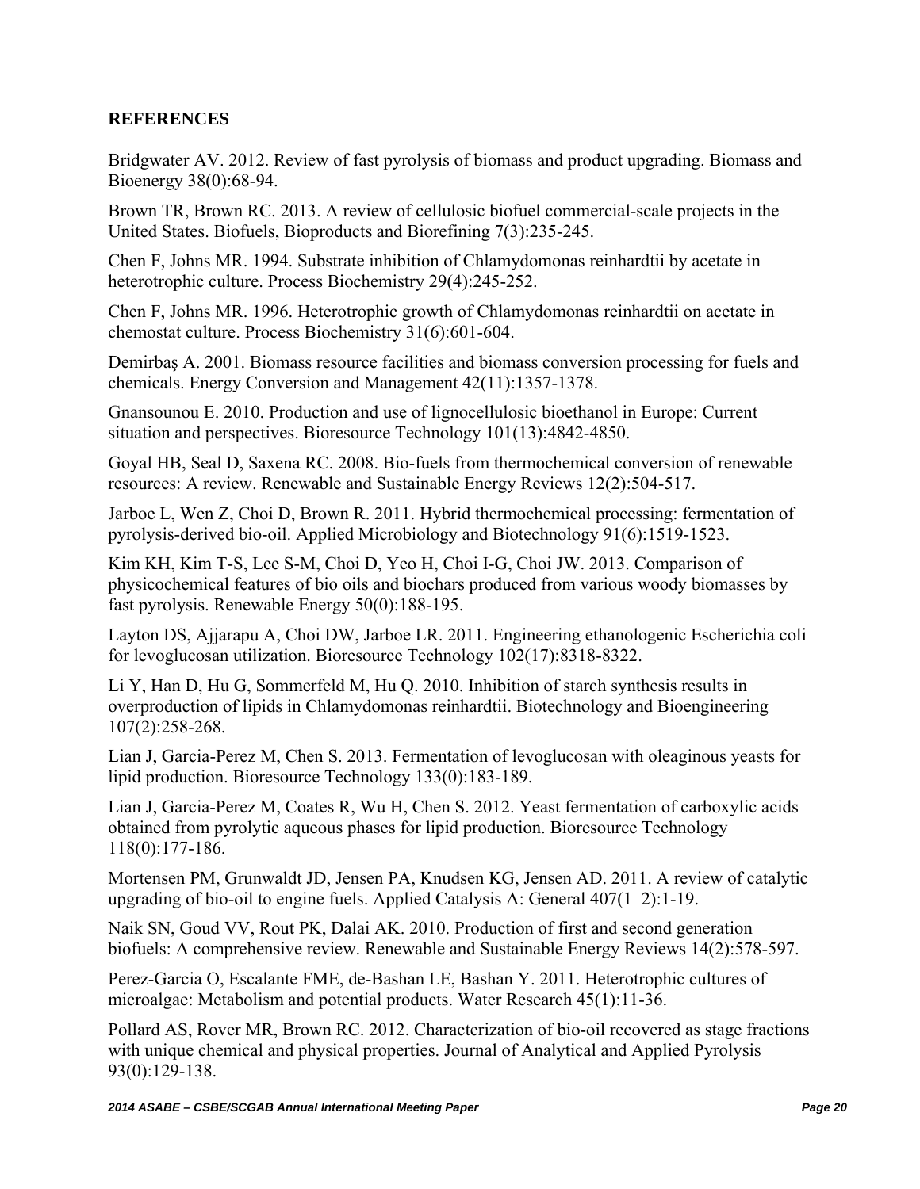## REFERENCES

Bridgwater AV. 2012. Review of fast pyrolysis of biomass and product upgrading. Biomass and Bioenergy 38(0):68-94.

Brown TR, Brown RC. 2013. A review of cellulosic biofuel commercial-scale projects in the United States. Biofuels, Bioproducts and Biorefining 7(3):235-245.

Chen F, Johns MR. 1994. Substrate inhibition of Chlamydomonas reinhardtii by acetate in heterotrophic culture. Process Biochemistry 29(4):245-252.

Chen F, Johns MR. 1996. Heterotrophic growth of Chlamydomonas reinhardtii on acetate in chemostat culture. Process Biochemistry 31(6):601-604.

Demirbaş A. 2001. Biomass resource facilities and biomass conversion processing for fuels and chemicals. Energy Conversion and Management 42(11):1357-1378.

Gnansounou E. 2010. Production and use of lignocellulosic bioethanol in Europe: Current situation and perspectives. Bioresource Technology 101(13):4842-4850.

Goyal HB, Seal D, Saxena RC. 2008. Bio-fuels from thermochemical conversion of renewable resources: A review. Renewable and Sustainable Energy Reviews 12(2):504-517.

Jarboe L, Wen Z, Choi D, Brown R. 2011. Hybrid thermochemical processing: fermentation of pyrolysis-derived bio-oil. Applied Microbiology and Biotechnology 91(6):1519-1523.

Kim KH, Kim T-S, Lee S-M, Choi D, Yeo H, Choi I-G, Choi JW. 2013. Comparison of physicochemical features of bio oils and biochars produced from various woody biomasses by fast pyrolysis. Renewable Energy 50(0):188-195.

Layton DS, Ajjarapu A, Choi DW, Jarboe LR. 2011. Engineering ethanologenic Escherichia coli for levoglucosan utilization. Bioresource Technology 102(17):8318-8322.

Li Y, Han D, Hu G, Sommerfeld M, Hu Q. 2010. Inhibition of starch synthesis results in overproduction of lipids in Chlamydomonas reinhardtii. Biotechnology and Bioengineering 107(2):258-268.

Lian J, Garcia-Perez M, Chen S. 2013. Fermentation of levoglucosan with oleaginous yeasts for lipid production. Bioresource Technology 133(0):183-189.

Lian J, Garcia-Perez M, Coates R, Wu H, Chen S. 2012. Yeast fermentation of carboxylic acids obtained from pyrolytic aqueous phases for lipid production. Bioresource Technology 118(0):177-186.

Mortensen PM, Grunwaldt JD, Jensen PA, Knudsen KG, Jensen AD. 2011. A review of catalytic upgrading of bio-oil to engine fuels. Applied Catalysis A: General 407(1–2):1-19.

Naik SN, Goud VV, Rout PK, Dalai AK. 2010. Production of first and second generation biofuels: A comprehensive review. Renewable and Sustainable Energy Reviews 14(2):578-597.

Perez-Garcia O, Escalante FME, de-Bashan LE, Bashan Y. 2011. Heterotrophic cultures of microalgae: Metabolism and potential products. Water Research 45(1):11-36.

Pollard AS, Rover MR, Brown RC. 2012. Characterization of bio-oil recovered as stage fractions with unique chemical and physical properties. Journal of Analytical and Applied Pyrolysis 93(0):129-138.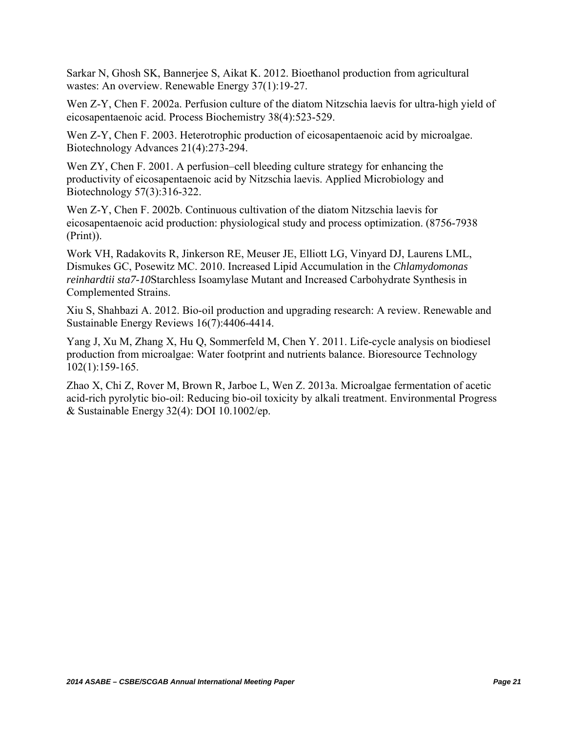Sarkar N, Ghosh SK, Bannerjee S, Aikat K. 2012. Bioethanol production from agricultural wastes: An overview. Renewable Energy 37(1):19-27.

Wen Z-Y, Chen F. 2002a. Perfusion culture of the diatom Nitzschia laevis for ultra-high yield of eicosapentaenoic acid. Process Biochemistry 38(4):523-529.

Wen Z-Y, Chen F. 2003. Heterotrophic production of eicosapentaenoic acid by microalgae. Biotechnology Advances 21(4):273-294.

Wen ZY, Chen F. 2001. A perfusion–cell bleeding culture strategy for enhancing the productivity of eicosapentaenoic acid by Nitzschia laevis. Applied Microbiology and Biotechnology 57(3):316-322.

Wen Z-Y, Chen F. 2002b. Continuous cultivation of the diatom Nitzschia laevis for eicosapentaenoic acid production: physiological study and process optimization. (8756-7938 (Print)).

Work VH, Radakovits R, Jinkerson RE, Meuser JE, Elliott LG, Vinyard DJ, Laurens LML, Dismukes GC, Posewitz MC. 2010. Increased Lipid Accumulation in the *Chlamydomonas reinhardtii sta7-10*Starchless Isoamylase Mutant and Increased Carbohydrate Synthesis in Complemented Strains.

Xiu S, Shahbazi A. 2012. Bio-oil production and upgrading research: A review. Renewable and Sustainable Energy Reviews 16(7):4406-4414.

Yang J, Xu M, Zhang X, Hu Q, Sommerfeld M, Chen Y. 2011. Life-cycle analysis on biodiesel production from microalgae: Water footprint and nutrients balance. Bioresource Technology 102(1):159-165.

Zhao X, Chi Z, Rover M, Brown R, Jarboe L, Wen Z. 2013a. Microalgae fermentation of acetic acid-rich pyrolytic bio-oil: Reducing bio-oil toxicity by alkali treatment. Environmental Progress & Sustainable Energy 32(4): DOI 10.1002/ep.